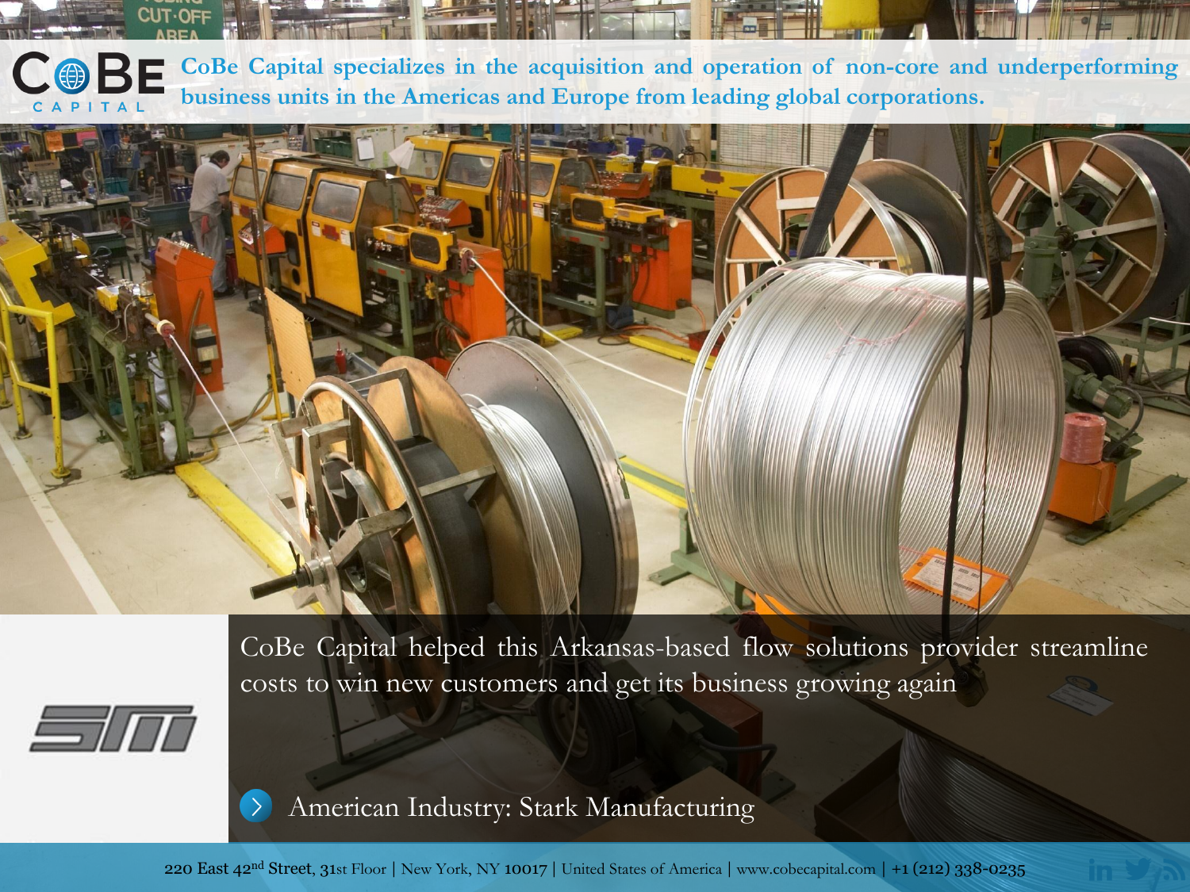# CoBe Capital

CoBe Capital specializes in the acquisition and operation of non-core and underperforming business units in the Americas and Europe from leading global corporations.

CoBe Capital helped this Arkansas-based flow solutions provider streamline costs to win new customers and get its business growing again

## American Industry: Stark Manufacturing

220 East 42nd Street, 31st Floor | New York, NY 10017 | United States of America | www.cobecapital.com | +1 (212) 338-0235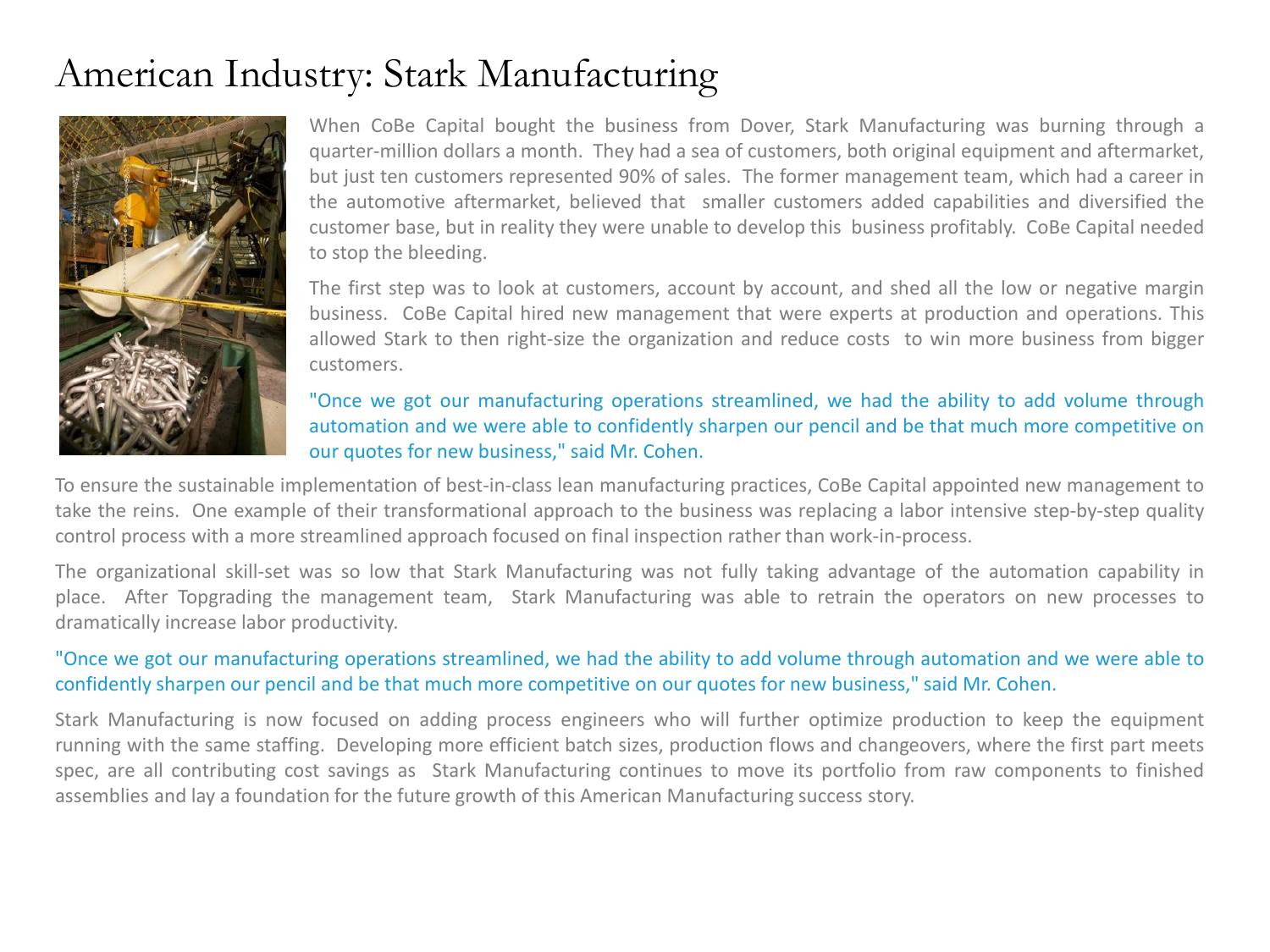# American Industry: Stark Manufacturing

When CoBe Capital bought the business from Dover, Stark Manufacturing was burning through a quarter-million dollars a month. They had a sea of customers, both original equipment and aftermarket, but just ten customers represented 90% of sales. The former management team, which had a career in the automotive aftermarket, believed that smaller customers added capabilities and diversified the customer base, but in reality they were unable to develop this business profitably. CoBe Capital needed to stop the bleeding.

The first step was to look at customers, account by account, and shed all the low or negative margin business. CoBe Capital hired new management that were experts at production and operations. This allowed Stark to then right-size the organization and reduce costs to win more business from bigger customers.

"Once we got our manufacturing operations streamlined, we had the ability to add volume through automation and we were able to confidently sharpen our pencil and be that much more competitive on our quotes for new business," said Mr. Cohen.

To ensure the sustainable implementation of best-in-class lean manufacturing practices, CoBe Capital appointed new management to take the reins. One example of their transformational approach to the business was replacing a labor intensive step-by-step quality control process with a more streamlined approach focused on final inspection rather than work-in-process.

The organizational skill-set was so low that Stark Manufacturing was not fully taking advantage of the automation capability in place. After Topgrading the management team, Stark Manufacturing was able to retrain the operators on new processes to dramatically increase labor productivity.

"Once we got our manufacturing operations streamlined, we had the ability to add volume through automation and we were able to confidently sharpen our pencil and be that much more competitive on our quotes for new business," said Mr. Cohen.

Stark Manufacturing is now focused on adding process engineers who will further optimize production to keep the equipment running with the same staffing. Developing more efficient batch sizes, production flows and changeovers, where the first part meets spec, are all contributing cost savings as Stark Manufacturing continues to move its portfolio from raw components to finished assemblies and lay a foundation for the future growth of this American Manufacturing success story.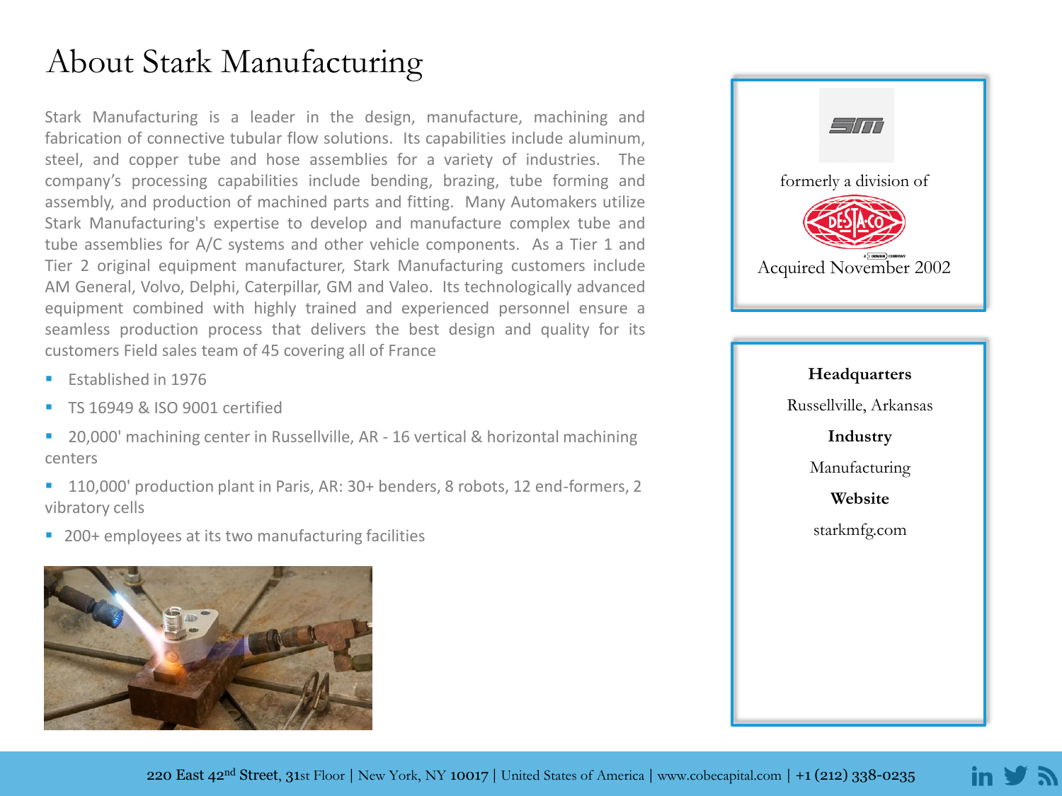# About Stark Manufacturing

Stark Manufacturing is a leader in the design, manufacture, machining and fabrication of connective tubular flow solutions. Its capabilities include aluminum, steel, and copper tube and hose assemblies for a variety of industries. The company's processing capabilities include bending, brazing, tube forming and assembly, and production of machined parts and fitting. Many Automakers utilize Stark Manufacturing's expertise to develop and manufacture complex tube and tube assemblies for A/C systems and other vehicle components. As a Tier 1 and Tier 2 original equipment manufacturer, Stark Manufacturing customers include AM General, Volvo, Delphi, Caterpillar, GM and Valeo. Its technologically advanced equipment combined with highly trained and experienced personnel ensure a seamless production process that delivers the best design and quality for its customers Field sales team of 45 covering all of France

- Established in 1976
- TS 16949 & ISO 9001 certified
- 20,000' machining center in Russellville, AR - 16 vertical & horizontal machining centers
- 110,000' production plant in Paris, AR: 30+ benders, 8 robots, 12 end-formers, 2 vibratory cells
- 200+ employees at its two manufacturing facilities

formerly a division of

Acquired November 2002

**Headquarters**

Russellville, Arkansas

**Industry**

Manufacturing

**Website**

starkmfg.com

220 East 42nd Street, 31st Floor | New York, NY 10017 | United States of America | www.cobecapital.com | +1 (212) 338-0235